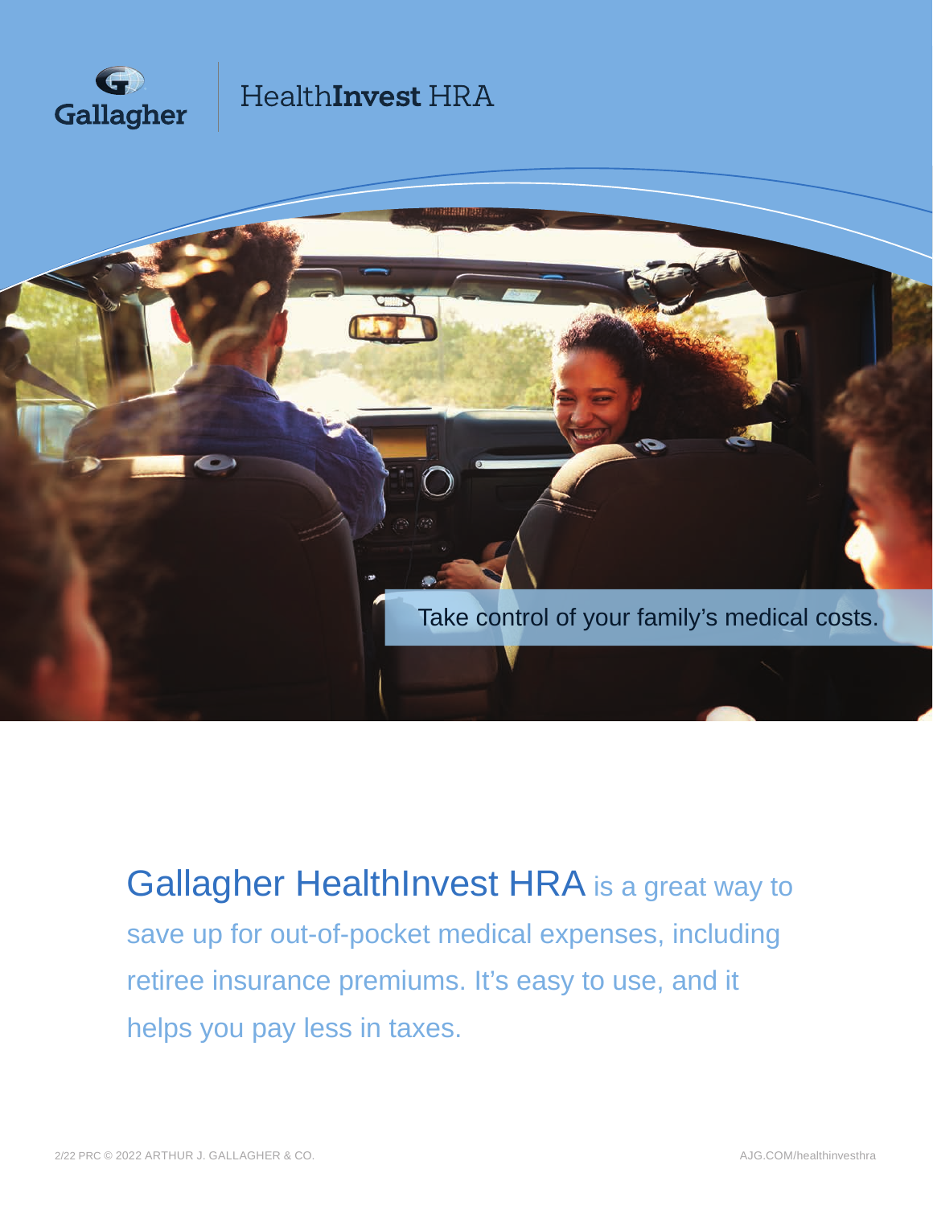Gallagher

# HealthInvest HRA

Take control of your family's medical costs.

**Gallagher HealthInvest HRA** is a great way to save up for out-of-pocket medical expenses, including retiree insurance premiums. It's easy to use, and it helps you pay less in taxes.

2/22 PRC © 2022 ARTHUR J. GALLAGHER & CO.

AJG.COM/healthinvesthra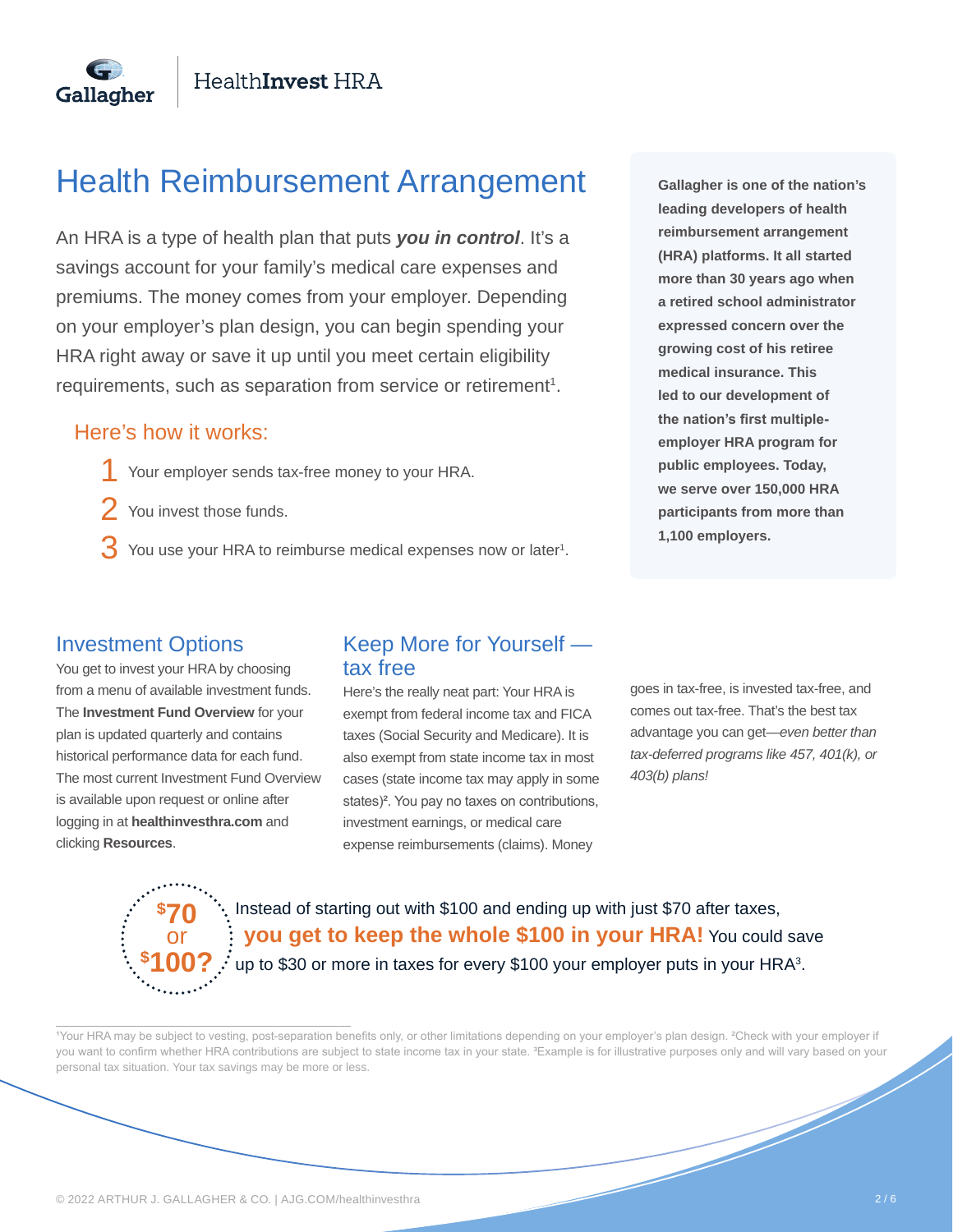Gallagher | HealthInvest HRA

# Health Reimbursement Arrangement

An HRA is a type of health plan that puts ***you in control***. It's a savings account for your family's medical care expenses and premiums. The money comes from your employer. Depending on your employer's plan design, you can begin spending your HRA right away or save it up until you meet certain eligibility requirements, such as separation from service or retirement[1].

## Here's how it works:

1. Your employer sends tax-free money to your HRA.
2. You invest those funds.
3. You use your HRA to reimburse medical expenses now or later[1].

**Gallagher is one of the nation's leading developers of health reimbursement arrangement (HRA) platforms. It all started more than 30 years ago when a retired school administrator expressed concern over the growing cost of his retiree medical insurance. This led to our development of the nation's first multiple-employer HRA program for public employees. Today, we serve over 150,000 HRA participants from more than 1,100 employers.**

## Investment Options

You get to invest your HRA by choosing from a menu of available investment funds. The **Investment Fund Overview** for your plan is updated quarterly and contains historical performance data for each fund. The most current Investment Fund Overview is available upon request or online after logging in at **healthinvesthra.com** and clicking **Resources**.

## Keep More for Yourself — tax free

Here's the really neat part: Your HRA is exempt from federal income tax and FICA taxes (Social Security and Medicare). It is also exempt from state income tax in most cases (state income tax may apply in some states)[2]. You pay no taxes on contributions, investment earnings, or medical care expense reimbursements (claims). Money goes in tax-free, is invested tax-free, and comes out tax-free. That's the best tax advantage you can get—*even better than tax-deferred programs like 457, 401(k), or 403(b) plans!*

**$70 or $100?**

Instead of starting out with $100 and ending up with just $70 after taxes, **you get to keep the whole $100 in your HRA!** You could save up to $30 or more in taxes for every $100 your employer puts in your HRA[3].

[1]Your HRA may be subject to vesting, post-separation benefits only, or other limitations depending on your employer's plan design. [2]Check with your employer if you want to confirm whether HRA contributions are subject to state income tax in your state. [3]Example is for illustrative purposes only and will vary based on your personal tax situation. Your tax savings may be more or less.

© 2022 ARTHUR J. GALLAGHER & CO. | AJG.COM/healthinvesthra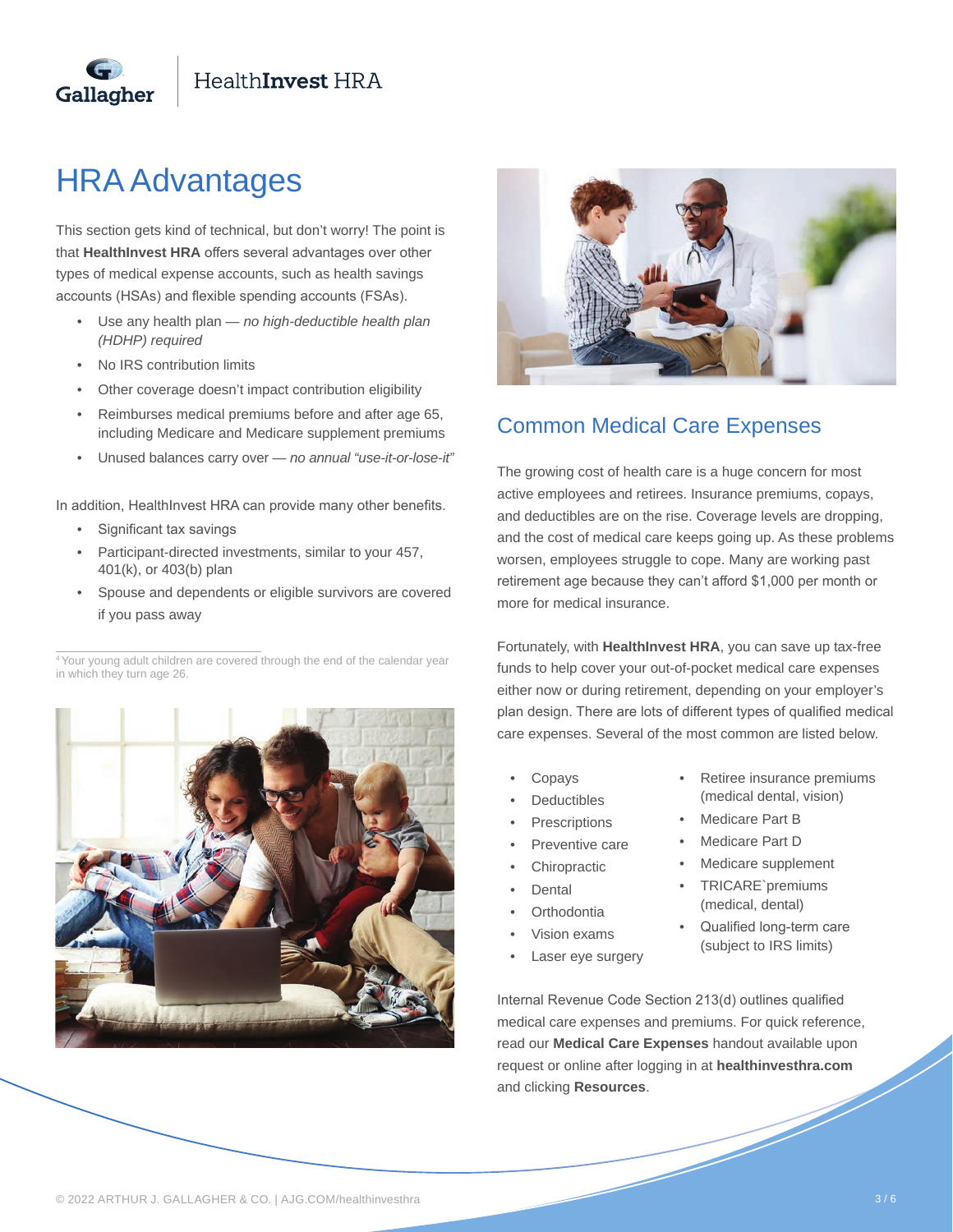# HRA Advantages

This section gets kind of technical, but don't worry! The point is that **HealthInvest HRA** offers several advantages over other types of medical expense accounts, such as health savings accounts (HSAs) and flexible spending accounts (FSAs).

- Use any health plan — *no high-deductible health plan (HDHP) required*
- No IRS contribution limits
- Other coverage doesn't impact contribution eligibility
- Reimburses medical premiums before and after age 65, including Medicare and Medicare supplement premiums
- Unused balances carry over — *no annual "use-it-or-lose-it"*

In addition, HealthInvest HRA can provide many other benefits.

- Significant tax savings
- Participant-directed investments, similar to your 457, 401(k), or 403(b) plan
- Spouse and dependents or eligible survivors are covered if you pass away

[4] Your young adult children are covered through the end of the calendar year in which they turn age 26.

## Common Medical Care Expenses

The growing cost of health care is a huge concern for most active employees and retirees. Insurance premiums, copays, and deductibles are on the rise. Coverage levels are dropping, and the cost of medical care keeps going up. As these problems worsen, employees struggle to cope. Many are working past retirement age because they can't afford $1,000 per month or more for medical insurance.

Fortunately, with **HealthInvest HRA**, you can save up tax-free funds to help cover your out-of-pocket medical care expenses either now or during retirement, depending on your employer's plan design. There are lots of different types of qualified medical care expenses. Several of the most common are listed below.

- Copays
- Deductibles
- Prescriptions
- Preventive care
- Chiropractic
- Dental
- Orthodontia
- Vision exams
- Laser eye surgery
- Retiree insurance premiums (medical dental, vision)
- Medicare Part B
- Medicare Part D
- Medicare supplement
- TRICARE`premiums (medical, dental)
- Qualified long-term care (subject to IRS limits)

Internal Revenue Code Section 213(d) outlines qualified medical care expenses and premiums. For quick reference, read our **Medical Care Expenses** handout available upon request or online after logging in at **healthinvesthra.com** and clicking **Resources**.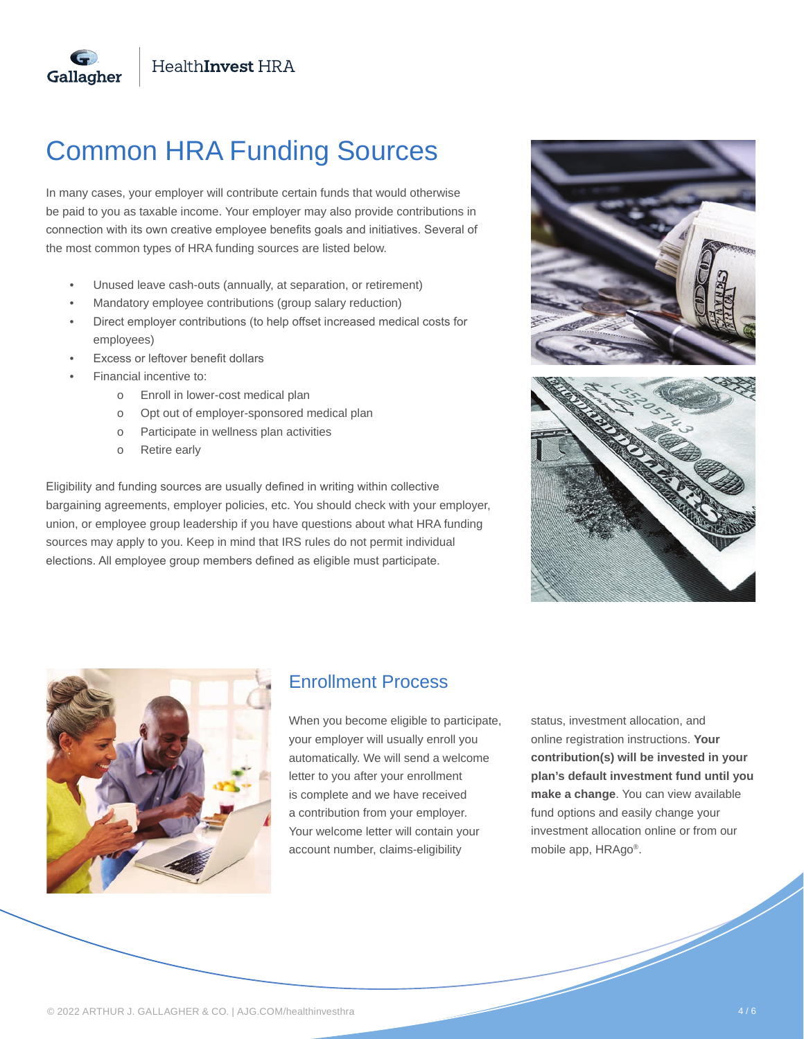# Common HRA Funding Sources

In many cases, your employer will contribute certain funds that would otherwise be paid to you as taxable income. Your employer may also provide contributions in connection with its own creative employee benefits goals and initiatives. Several of the most common types of HRA funding sources are listed below.

- Unused leave cash-outs (annually, at separation, or retirement)
- Mandatory employee contributions (group salary reduction)
- Direct employer contributions (to help offset increased medical costs for employees)
- Excess or leftover benefit dollars
- Financial incentive to:
  - Enroll in lower-cost medical plan
  - Opt out of employer-sponsored medical plan
  - Participate in wellness plan activities
  - Retire early

Eligibility and funding sources are usually defined in writing within collective bargaining agreements, employer policies, etc. You should check with your employer, union, or employee group leadership if you have questions about what HRA funding sources may apply to you. Keep in mind that IRS rules do not permit individual elections. All employee group members defined as eligible must participate.

## Enrollment Process

When you become eligible to participate, your employer will usually enroll you automatically. We will send a welcome letter to you after your enrollment is complete and we have received a contribution from your employer. Your welcome letter will contain your account number, claims-eligibility status, investment allocation, and online registration instructions. **Your contribution(s) will be invested in your plan's default investment fund until you make a change**. You can view available fund options and easily change your investment allocation online or from our mobile app, HRAgo®.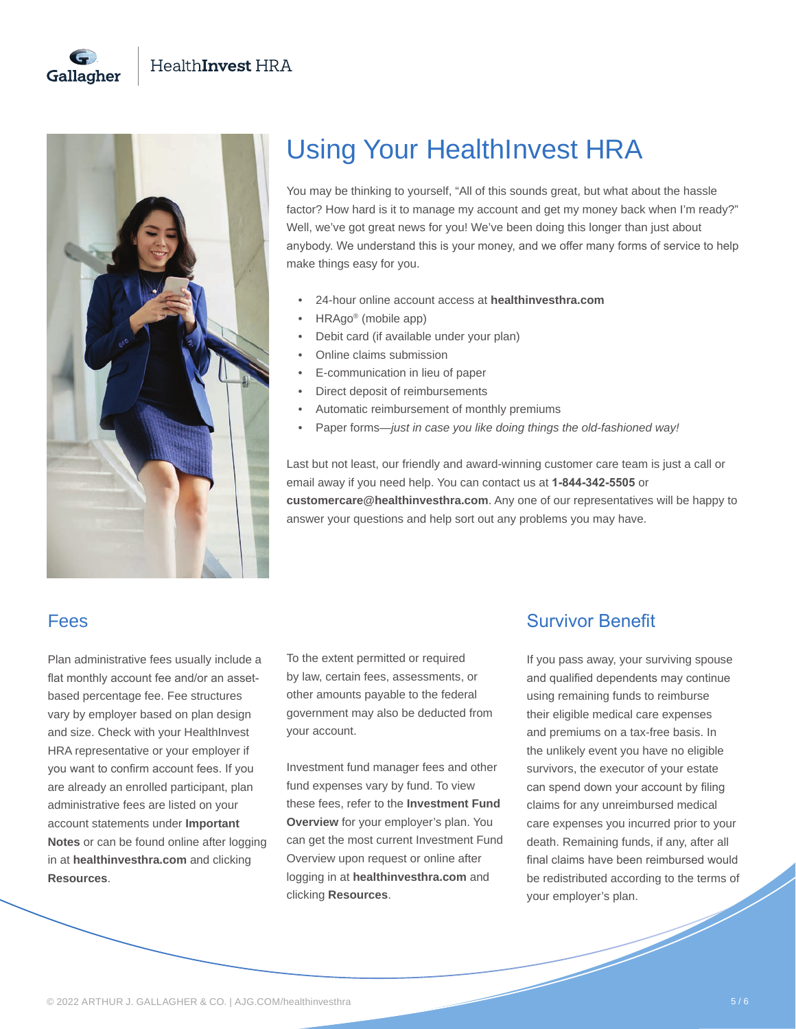# Using Your HealthInvest HRA

You may be thinking to yourself, "All of this sounds great, but what about the hassle factor? How hard is it to manage my account and get my money back when I'm ready?" Well, we've got great news for you! We've been doing this longer than just about anybody. We understand this is your money, and we offer many forms of service to help make things easy for you.

- 24-hour online account access at **healthinvesthra.com**
- HRAgo® (mobile app)
- Debit card (if available under your plan)
- Online claims submission
- E-communication in lieu of paper
- Direct deposit of reimbursements
- Automatic reimbursement of monthly premiums
- Paper forms—*just in case you like doing things the old-fashioned way!*

Last but not least, our friendly and award-winning customer care team is just a call or email away if you need help. You can contact us at **1-844-342-5505** or **customercare@healthinvesthra.com**. Any one of our representatives will be happy to answer your questions and help sort out any problems you may have.

## Fees

Plan administrative fees usually include a flat monthly account fee and/or an asset-based percentage fee. Fee structures vary by employer based on plan design and size. Check with your HealthInvest HRA representative or your employer if you want to confirm account fees. If you are already an enrolled participant, plan administrative fees are listed on your account statements under **Important Notes** or can be found online after logging in at **healthinvesthra.com** and clicking **Resources**.

To the extent permitted or required by law, certain fees, assessments, or other amounts payable to the federal government may also be deducted from your account.

Investment fund manager fees and other fund expenses vary by fund. To view these fees, refer to the **Investment Fund Overview** for your employer's plan. You can get the most current Investment Fund Overview upon request or online after logging in at **healthinvesthra.com** and clicking **Resources**.

## Survivor Benefit

If you pass away, your surviving spouse and qualified dependents may continue using remaining funds to reimburse their eligible medical care expenses and premiums on a tax-free basis. In the unlikely event you have no eligible survivors, the executor of your estate can spend down your account by filing claims for any unreimbursed medical care expenses you incurred prior to your death. Remaining funds, if any, after all final claims have been reimbursed would be redistributed according to the terms of your employer's plan.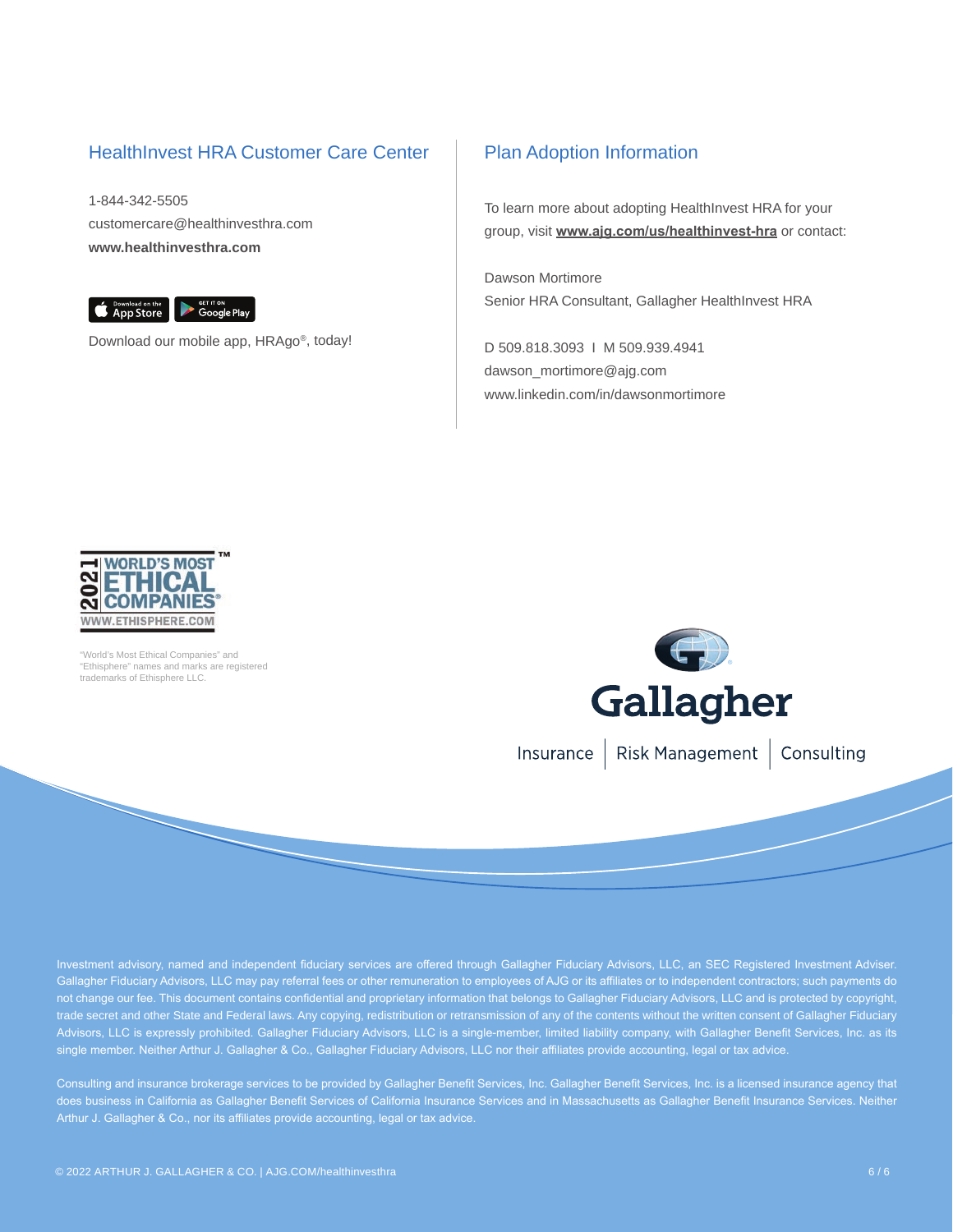## HealthInvest HRA Customer Care Center

1-844-342-5505
customercare@healthinvesthra.com
**www.healthinvesthra.com**

Download our mobile app, HRAgo®, today!

## Plan Adoption Information

To learn more about adopting HealthInvest HRA for your group, visit **www.ajg.com/us/healthinvest-hra** or contact:

Dawson Mortimore
Senior HRA Consultant, Gallagher HealthInvest HRA

D 509.818.3093 I M 509.939.4941
dawson_mortimore@ajg.com
www.linkedin.com/in/dawsonmortimore

"World's Most Ethical Companies" and "Ethisphere" names and marks are registered trademarks of Ethisphere LLC.

Gallagher

Insurance | Risk Management | Consulting

Investment advisory, named and independent fiduciary services are offered through Gallagher Fiduciary Advisors, LLC, an SEC Registered Investment Adviser. Gallagher Fiduciary Advisors, LLC may pay referral fees or other remuneration to employees of AJG or its affiliates or to independent contractors; such payments do not change our fee. This document contains confidential and proprietary information that belongs to Gallagher Fiduciary Advisors, LLC and is protected by copyright, trade secret and other State and Federal laws. Any copying, redistribution or retransmission of any of the contents without the written consent of Gallagher Fiduciary Advisors, LLC is expressly prohibited. Gallagher Fiduciary Advisors, LLC is a single-member, limited liability company, with Gallagher Benefit Services, Inc. as its single member. Neither Arthur J. Gallagher & Co., Gallagher Fiduciary Advisors, LLC nor their affiliates provide accounting, legal or tax advice.

Consulting and insurance brokerage services to be provided by Gallagher Benefit Services, Inc. Gallagher Benefit Services, Inc. is a licensed insurance agency that does business in California as Gallagher Benefit Services of California Insurance Services and in Massachusetts as Gallagher Benefit Insurance Services. Neither Arthur J. Gallagher & Co., nor its affiliates provide accounting, legal or tax advice.

© 2022 ARTHUR J. GALLAGHER & CO. | AJG.COM/healthinvesthra